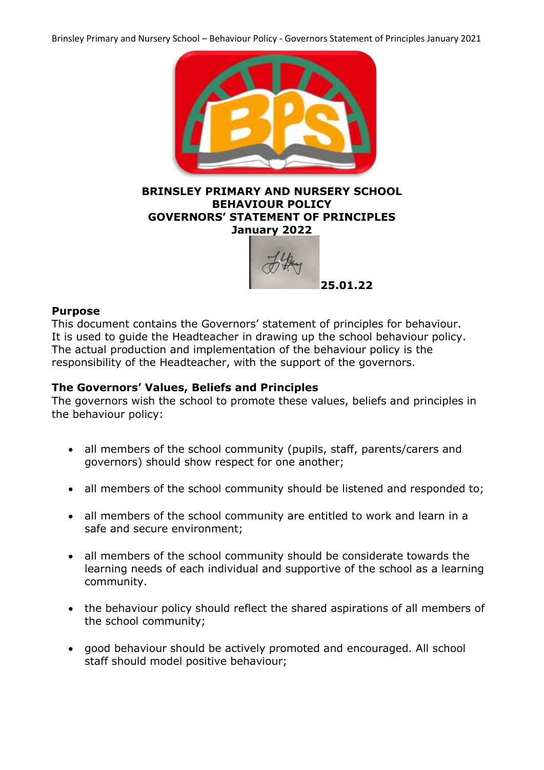# BRINSLEY PRIMARY AND NURSERY SCHOOL
# BEHAVIOUR POLICY
# GOVERNORS' STATEMENT OF PRINCIPLES
# January 2022

25.01.22

## Purpose

This document contains the Governors' statement of principles for behaviour. It is used to guide the Headteacher in drawing up the school behaviour policy. The actual production and implementation of the behaviour policy is the responsibility of the Headteacher, with the support of the governors.

## The Governors' Values, Beliefs and Principles

The governors wish the school to promote these values, beliefs and principles in the behaviour policy:

- all members of the school community (pupils, staff, parents/carers and governors) should show respect for one another;
- all members of the school community should be listened and responded to;
- all members of the school community are entitled to work and learn in a safe and secure environment;
- all members of the school community should be considerate towards the learning needs of each individual and supportive of the school as a learning community.
- the behaviour policy should reflect the shared aspirations of all members of the school community;
- good behaviour should be actively promoted and encouraged. All school staff should model positive behaviour;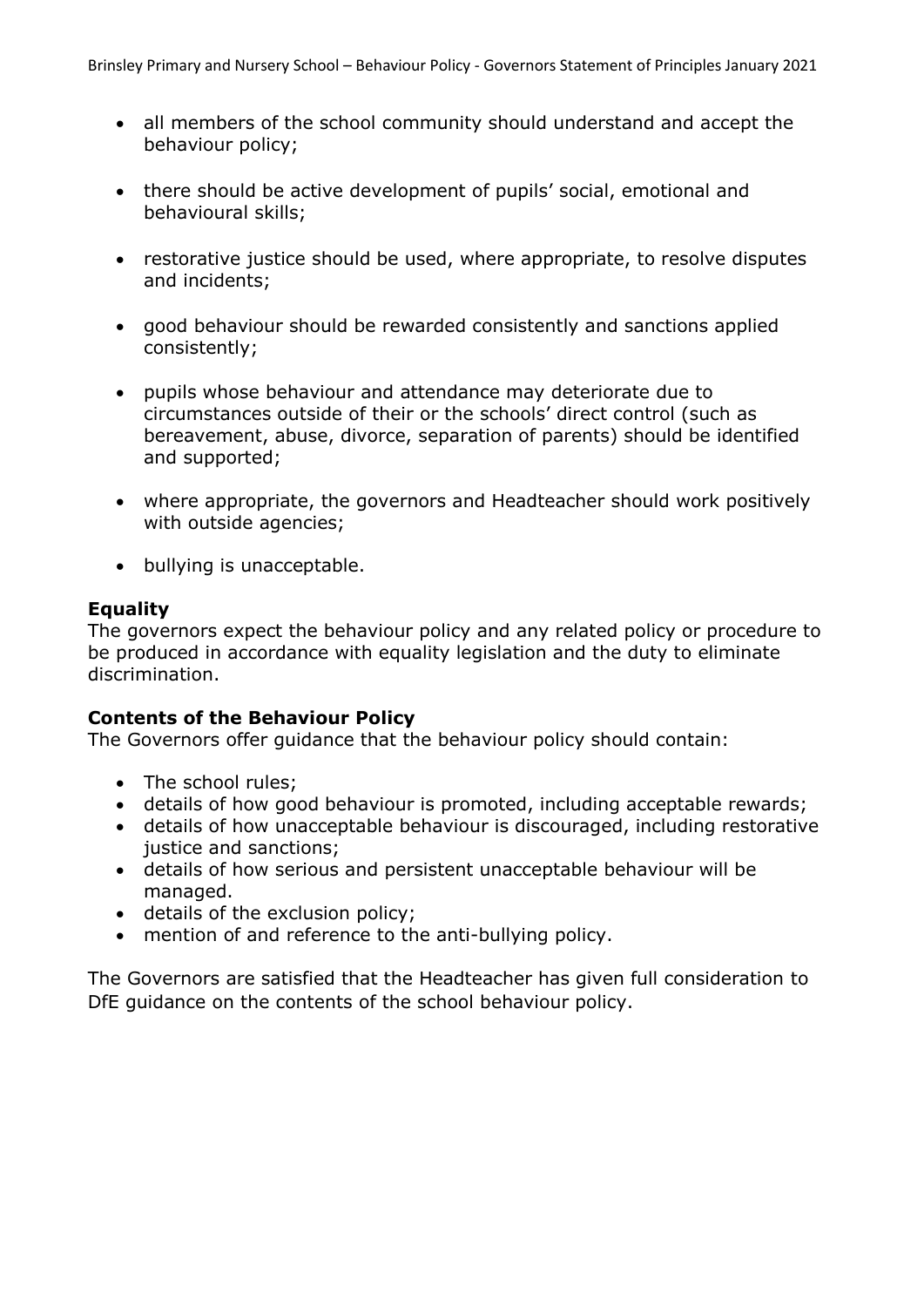- all members of the school community should understand and accept the behaviour policy;

- there should be active development of pupils' social, emotional and behavioural skills;

- restorative justice should be used, where appropriate, to resolve disputes and incidents;

- good behaviour should be rewarded consistently and sanctions applied consistently;

- pupils whose behaviour and attendance may deteriorate due to circumstances outside of their or the schools' direct control (such as bereavement, abuse, divorce, separation of parents) should be identified and supported;

- where appropriate, the governors and Headteacher should work positively with outside agencies;

- bullying is unacceptable.

**Equality**
The governors expect the behaviour policy and any related policy or procedure to be produced in accordance with equality legislation and the duty to eliminate discrimination.

**Contents of the Behaviour Policy**
The Governors offer guidance that the behaviour policy should contain:

- The school rules;
- details of how good behaviour is promoted, including acceptable rewards;
- details of how unacceptable behaviour is discouraged, including restorative justice and sanctions;
- details of how serious and persistent unacceptable behaviour will be managed.
- details of the exclusion policy;
- mention of and reference to the anti-bullying policy.

The Governors are satisfied that the Headteacher has given full consideration to DfE guidance on the contents of the school behaviour policy.